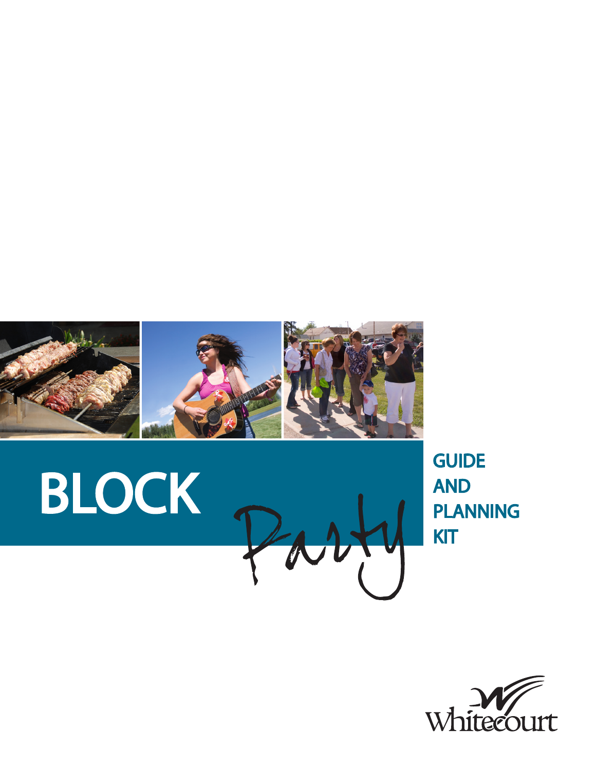# BLOCK Party

## GUIDE AND PLANNING KIT

Whitecourt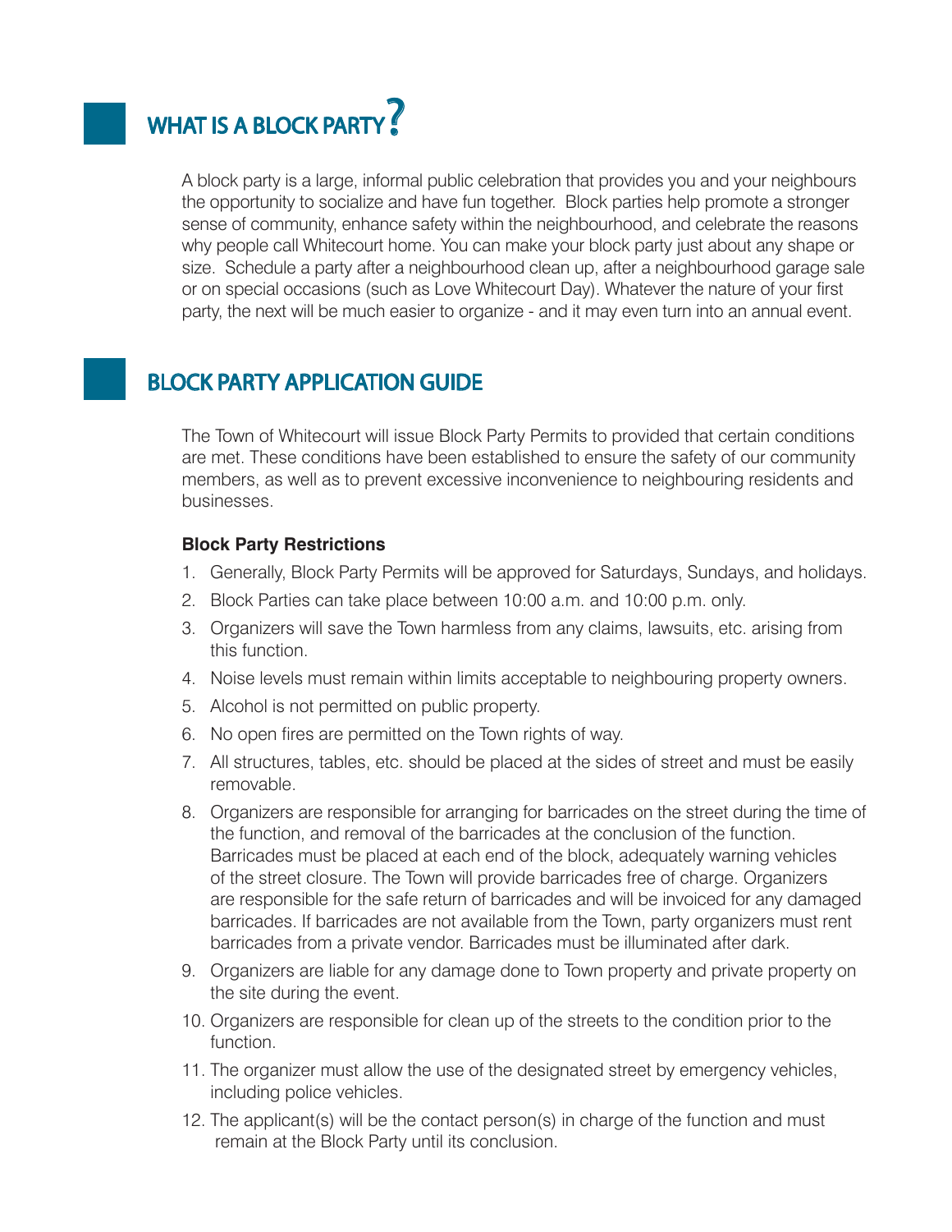# WHAT IS A BLOCK PARTY?

A block party is a large, informal public celebration that provides you and your neighbours the opportunity to socialize and have fun together. Block parties help promote a stronger sense of community, enhance safety within the neighbourhood, and celebrate the reasons why people call Whitecourt home. You can make your block party just about any shape or size. Schedule a party after a neighbourhood clean up, after a neighbourhood garage sale or on special occasions (such as Love Whitecourt Day). Whatever the nature of your first party, the next will be much easier to organize - and it may even turn into an annual event.

# BLOCK PARTY APPLICATION GUIDE

The Town of Whitecourt will issue Block Party Permits to provided that certain conditions are met. These conditions have been established to ensure the safety of our community members, as well as to prevent excessive inconvenience to neighbouring residents and businesses.

**Block Party Restrictions**

1. Generally, Block Party Permits will be approved for Saturdays, Sundays, and holidays.
2. Block Parties can take place between 10:00 a.m. and 10:00 p.m. only.
3. Organizers will save the Town harmless from any claims, lawsuits, etc. arising from this function.
4. Noise levels must remain within limits acceptable to neighbouring property owners.
5. Alcohol is not permitted on public property.
6. No open fires are permitted on the Town rights of way.
7. All structures, tables, etc. should be placed at the sides of street and must be easily removable.
8. Organizers are responsible for arranging for barricades on the street during the time of the function, and removal of the barricades at the conclusion of the function. Barricades must be placed at each end of the block, adequately warning vehicles of the street closure. The Town will provide barricades free of charge. Organizers are responsible for the safe return of barricades and will be invoiced for any damaged barricades. If barricades are not available from the Town, party organizers must rent barricades from a private vendor. Barricades must be illuminated after dark.
9. Organizers are liable for any damage done to Town property and private property on the site during the event.
10. Organizers are responsible for clean up of the streets to the condition prior to the function.
11. The organizer must allow the use of the designated street by emergency vehicles, including police vehicles.
12. The applicant(s) will be the contact person(s) in charge of the function and must remain at the Block Party until its conclusion.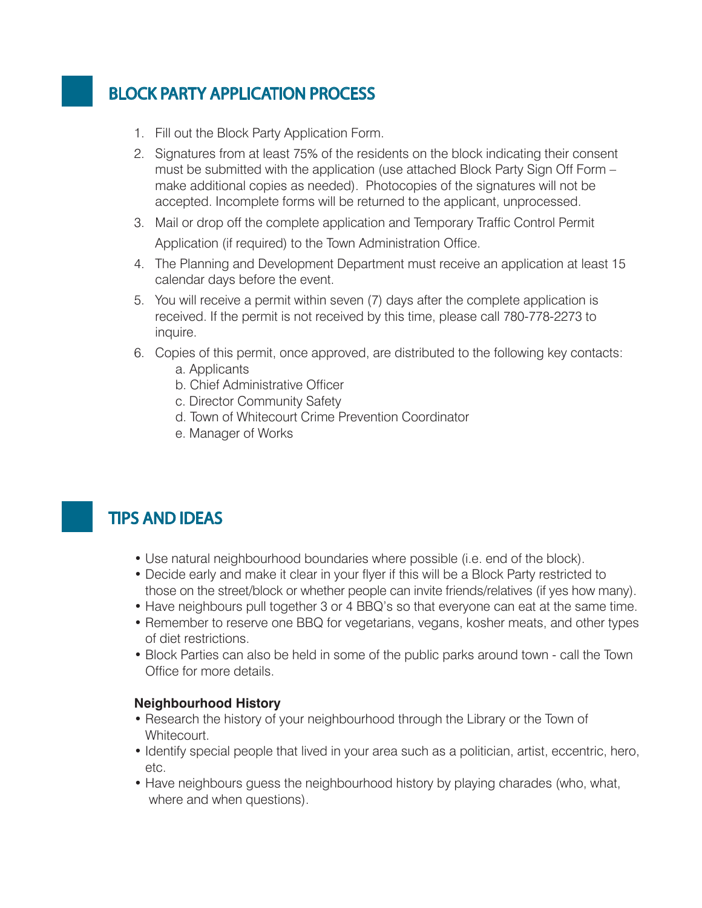## BLOCK PARTY APPLICATION PROCESS

1. Fill out the Block Party Application Form.
2. Signatures from at least 75% of the residents on the block indicating their consent must be submitted with the application (use attached Block Party Sign Off Form – make additional copies as needed). Photocopies of the signatures will not be accepted. Incomplete forms will be returned to the applicant, unprocessed.
3. Mail or drop off the complete application and Temporary Traffic Control Permit Application (if required) to the Town Administration Office.
4. The Planning and Development Department must receive an application at least 15 calendar days before the event.
5. You will receive a permit within seven (7) days after the complete application is received. If the permit is not received by this time, please call 780-778-2273 to inquire.
6. Copies of this permit, once approved, are distributed to the following key contacts:
   a. Applicants
   b. Chief Administrative Officer
   c. Director Community Safety
   d. Town of Whitecourt Crime Prevention Coordinator
   e. Manager of Works

## TIPS AND IDEAS

- Use natural neighbourhood boundaries where possible (i.e. end of the block).
- Decide early and make it clear in your flyer if this will be a Block Party restricted to those on the street/block or whether people can invite friends/relatives (if yes how many).
- Have neighbours pull together 3 or 4 BBQ's so that everyone can eat at the same time.
- Remember to reserve one BBQ for vegetarians, vegans, kosher meats, and other types of diet restrictions.
- Block Parties can also be held in some of the public parks around town - call the Town Office for more details.

**Neighbourhood History**

- Research the history of your neighbourhood through the Library or the Town of Whitecourt.
- Identify special people that lived in your area such as a politician, artist, eccentric, hero, etc.
- Have neighbours guess the neighbourhood history by playing charades (who, what, where and when questions).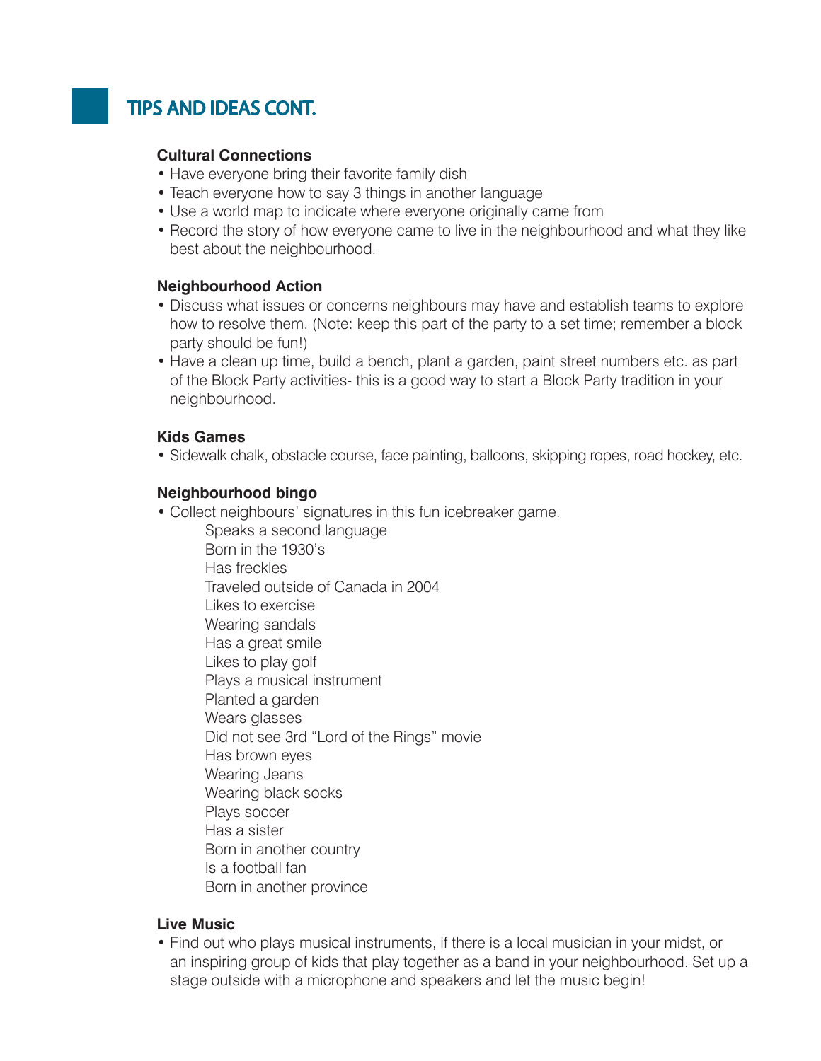## TIPS AND IDEAS CONT.

**Cultural Connections**

- Have everyone bring their favorite family dish
- Teach everyone how to say 3 things in another language
- Use a world map to indicate where everyone originally came from
- Record the story of how everyone came to live in the neighbourhood and what they like best about the neighbourhood.

**Neighbourhood Action**

- Discuss what issues or concerns neighbours may have and establish teams to explore how to resolve them. (Note: keep this part of the party to a set time; remember a block party should be fun!)
- Have a clean up time, build a bench, plant a garden, paint street numbers etc. as part of the Block Party activities- this is a good way to start a Block Party tradition in your neighbourhood.

**Kids Games**

- Sidewalk chalk, obstacle course, face painting, balloons, skipping ropes, road hockey, etc.

**Neighbourhood bingo**

- Collect neighbours' signatures in this fun icebreaker game.
  - Speaks a second language
  - Born in the 1930's
  - Has freckles
  - Traveled outside of Canada in 2004
  - Likes to exercise
  - Wearing sandals
  - Has a great smile
  - Likes to play golf
  - Plays a musical instrument
  - Planted a garden
  - Wears glasses
  - Did not see 3rd "Lord of the Rings" movie
  - Has brown eyes
  - Wearing Jeans
  - Wearing black socks
  - Plays soccer
  - Has a sister
  - Born in another country
  - Is a football fan
  - Born in another province

**Live Music**

- Find out who plays musical instruments, if there is a local musician in your midst, or an inspiring group of kids that play together as a band in your neighbourhood. Set up a stage outside with a microphone and speakers and let the music begin!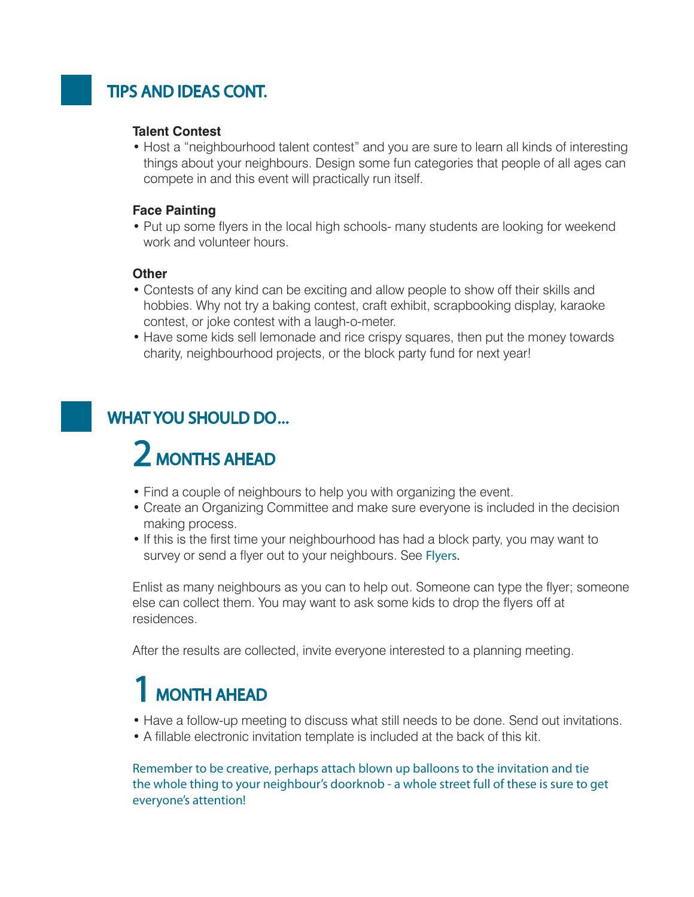## TIPS AND IDEAS CONT.

**Talent Contest**

- Host a “neighbourhood talent contest” and you are sure to learn all kinds of interesting things about your neighbours. Design some fun categories that people of all ages can compete in and this event will practically run itself.

**Face Painting**

- Put up some flyers in the local high schools- many students are looking for weekend work and volunteer hours.

**Other**

- Contests of any kind can be exciting and allow people to show off their skills and hobbies. Why not try a baking contest, craft exhibit, scrapbooking display, karaoke contest, or joke contest with a laugh-o-meter.
- Have some kids sell lemonade and rice crispy squares, then put the money towards charity, neighbourhood projects, or the block party fund for next year!

## WHAT YOU SHOULD DO…

### 2 MONTHS AHEAD

- Find a couple of neighbours to help you with organizing the event.
- Create an Organizing Committee and make sure everyone is included in the decision making process.
- If this is the first time your neighbourhood has had a block party, you may want to survey or send a flyer out to your neighbours. See Flyers.

Enlist as many neighbours as you can to help out. Someone can type the flyer; someone else can collect them. You may want to ask some kids to drop the flyers off at residences.

After the results are collected, invite everyone interested to a planning meeting.

### 1 MONTH AHEAD

- Have a follow-up meeting to discuss what still needs to be done. Send out invitations.
- A fillable electronic invitation template is included at the back of this kit.

Remember to be creative, perhaps attach blown up balloons to the invitation and tie the whole thing to your neighbour’s doorknob - a whole street full of these is sure to get everyone’s attention!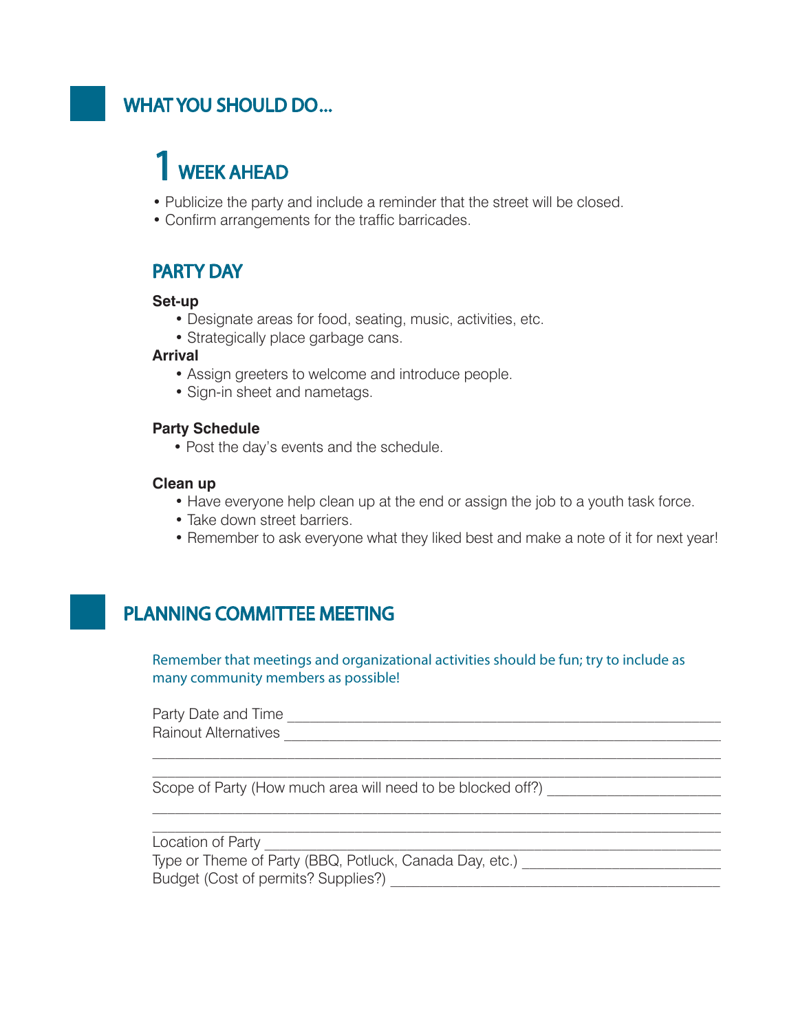## WHAT YOU SHOULD DO…

### 1 WEEK AHEAD

- Publicize the party and include a reminder that the street will be closed.
- Confirm arrangements for the traffic barricades.

### PARTY DAY

**Set-up**

- Designate areas for food, seating, music, activities, etc.
- Strategically place garbage cans.

**Arrival**

- Assign greeters to welcome and introduce people.
- Sign-in sheet and nametags.

**Party Schedule**

- Post the day's events and the schedule.

**Clean up**

- Have everyone help clean up at the end or assign the job to a youth task force.
- Take down street barriers.
- Remember to ask everyone what they liked best and make a note of it for next year!

## PLANNING COMMITTEE MEETING

Remember that meetings and organizational activities should be fun; try to include as many community members as possible!

Party Date and Time ______________________________________________

Rainout Alternatives ______________________________________________

___________________________________________________________________

___________________________________________________________________

Scope of Party (How much area will need to be blocked off?) ______________

___________________________________________________________________

___________________________________________________________________

Location of Party _________________________________________________

Type or Theme of Party (BBQ, Potluck, Canada Day, etc.) _________________

Budget (Cost of permits? Supplies?) ________________________________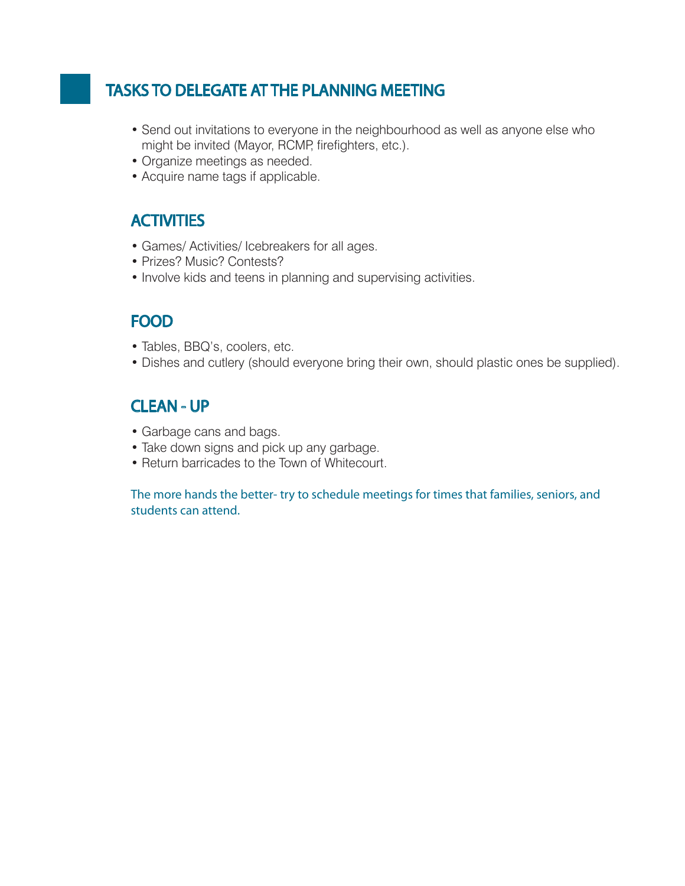## TASKS TO DELEGATE AT THE PLANNING MEETING

- Send out invitations to everyone in the neighbourhood as well as anyone else who might be invited (Mayor, RCMP, firefighters, etc.).
- Organize meetings as needed.
- Acquire name tags if applicable.

### ACTIVITIES

- Games/ Activities/ Icebreakers for all ages.
- Prizes? Music? Contests?
- Involve kids and teens in planning and supervising activities.

### FOOD

- Tables, BBQ's, coolers, etc.
- Dishes and cutlery (should everyone bring their own, should plastic ones be supplied).

### CLEAN - UP

- Garbage cans and bags.
- Take down signs and pick up any garbage.
- Return barricades to the Town of Whitecourt.

The more hands the better- try to schedule meetings for times that families, seniors, and students can attend.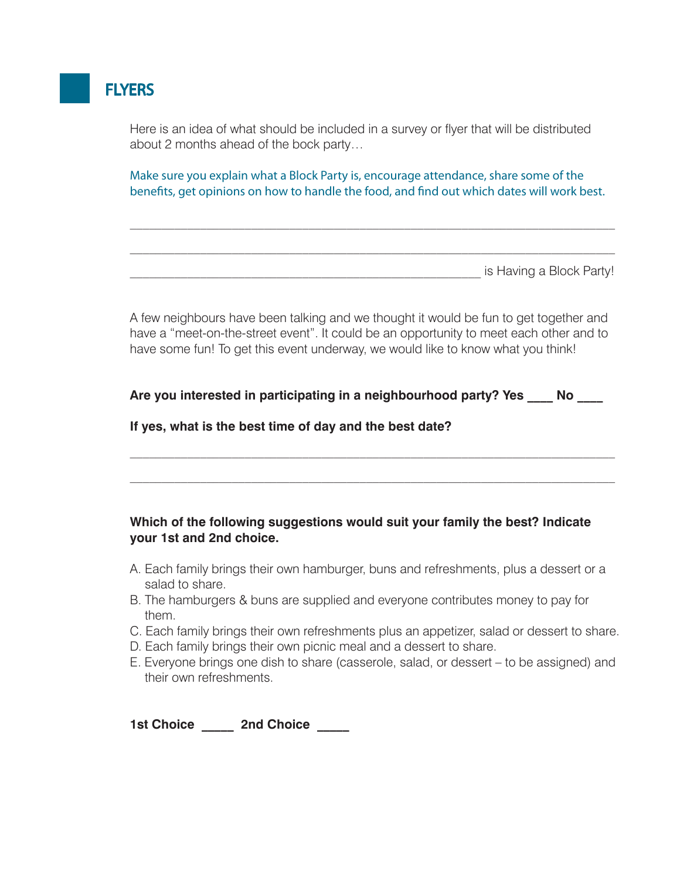# FLYERS

Here is an idea of what should be included in a survey or flyer that will be distributed about 2 months ahead of the bock party…

Make sure you explain what a Block Party is, encourage attendance, share some of the benefits, get opinions on how to handle the food, and find out which dates will work best.

_______________________________________________________________________

_______________________________________________________________________

__________________________________________________ is Having a Block Party!

A few neighbours have been talking and we thought it would be fun to get together and have a "meet-on-the-street event". It could be an opportunity to meet each other and to have some fun! To get this event underway, we would like to know what you think!

**Are you interested in participating in a neighbourhood party? Yes ____ No ____**

**If yes, what is the best time of day and the best date?**

_______________________________________________________________________

_______________________________________________________________________

**Which of the following suggestions would suit your family the best? Indicate your 1st and 2nd choice.**

A. Each family brings their own hamburger, buns and refreshments, plus a dessert or a salad to share.
B. The hamburgers & buns are supplied and everyone contributes money to pay for them.
C. Each family brings their own refreshments plus an appetizer, salad or dessert to share.
D. Each family brings their own picnic meal and a dessert to share.
E. Everyone brings one dish to share (casserole, salad, or dessert – to be assigned) and their own refreshments.

**1st Choice _____ 2nd Choice _____**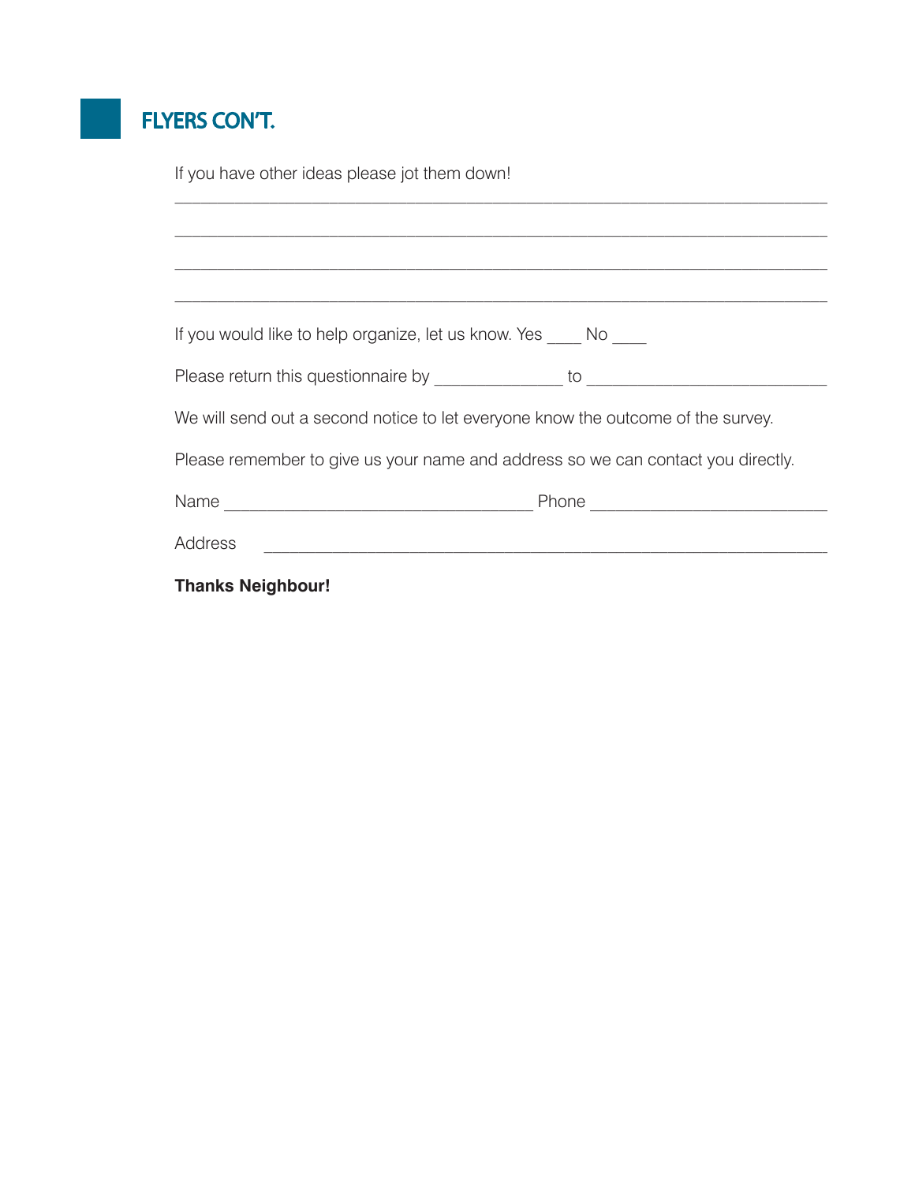## FLYERS CON'T.

If you have other ideas please jot them down!

_______________________________________________________________________

_______________________________________________________________________

_______________________________________________________________________

_______________________________________________________________________

If you would like to help organize, let us know. Yes ____ No ____

Please return this questionnaire by ______________ to ___________________________

We will send out a second notice to let everyone know the outcome of the survey.

Please remember to give us your name and address so we can contact you directly.

Name _________________________________ Phone __________________________

Address _____________________________________________________________

**Thanks Neighbour!**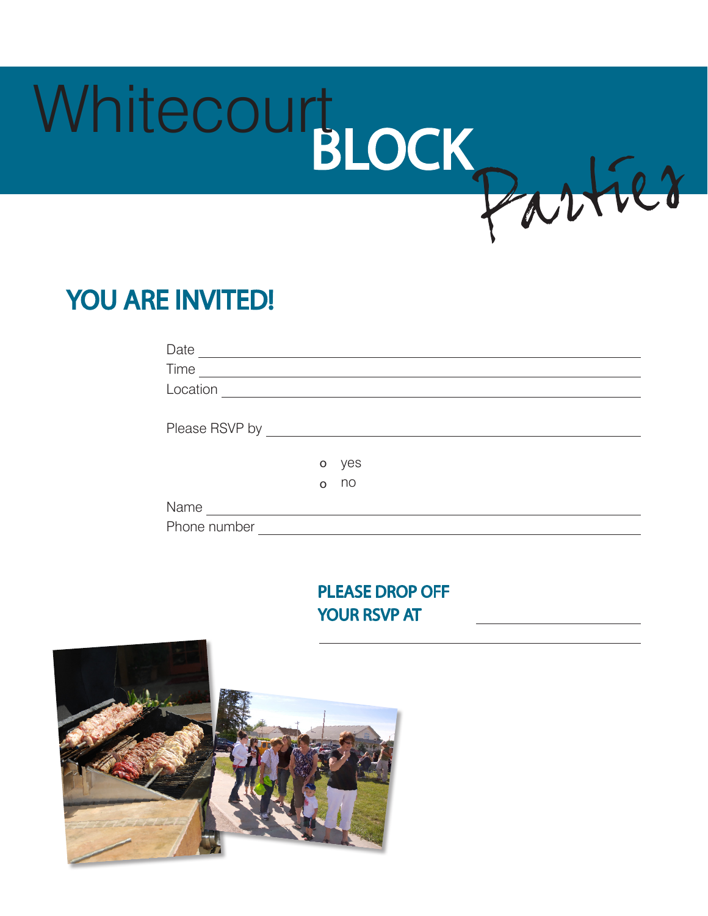# Whitecourt BLOCK Parties

## YOU ARE INVITED!

Date \_\_\_\_\_\_\_\_\_\_\_\_\_\_\_\_\_\_\_\_\_\_\_\_\_\_\_\_\_\_\_\_

Time \_\_\_\_\_\_\_\_\_\_\_\_\_\_\_\_\_\_\_\_\_\_\_\_\_\_\_\_\_\_\_\_

Location \_\_\_\_\_\_\_\_\_\_\_\_\_\_\_\_\_\_\_\_\_\_\_\_\_\_\_\_\_\_

Please RSVP by \_\_\_\_\_\_\_\_\_\_\_\_\_\_\_\_\_\_\_\_\_\_\_\_\_\_

- o yes
- o no

Name \_\_\_\_\_\_\_\_\_\_\_\_\_\_\_\_\_\_\_\_\_\_\_\_\_\_\_\_\_\_\_\_

Phone number \_\_\_\_\_\_\_\_\_\_\_\_\_\_\_\_\_\_\_\_\_\_\_\_\_\_

### PLEASE DROP OFF YOUR RSVP AT \_\_\_\_\_\_\_\_\_\_\_\_\_\_\_\_

\_\_\_\_\_\_\_\_\_\_\_\_\_\_\_\_\_\_\_\_\_\_\_\_\_\_\_\_\_\_\_\_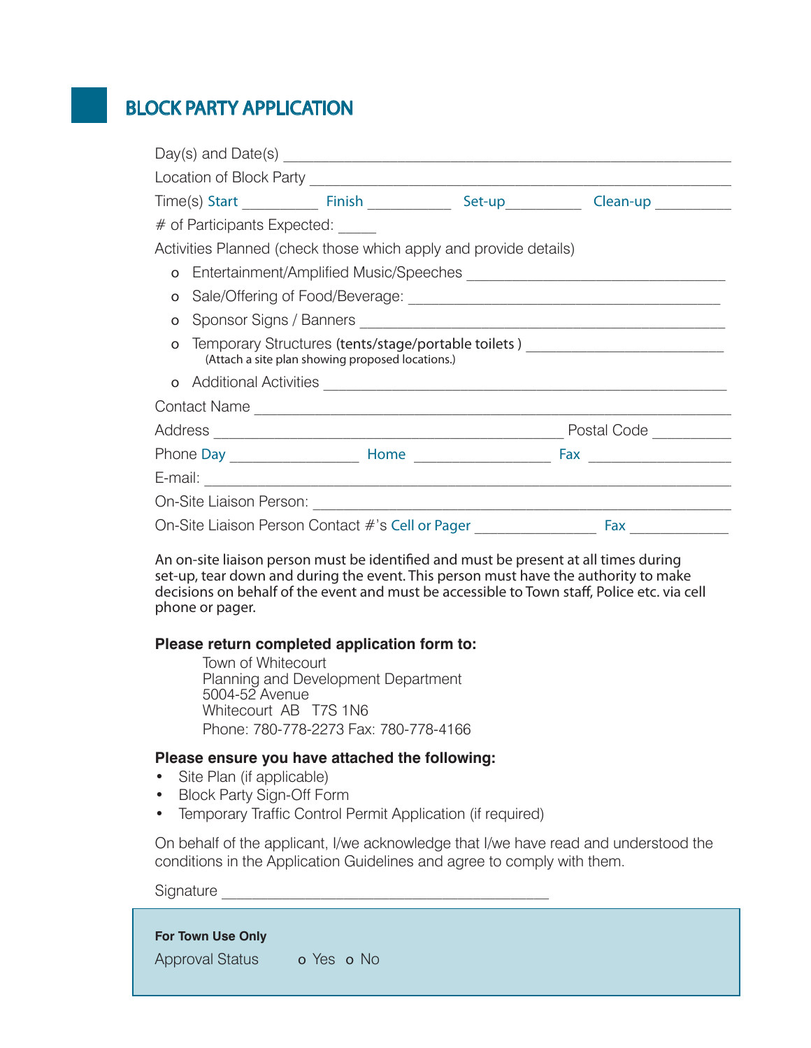# BLOCK PARTY APPLICATION

Day(s) and Date(s) ___________________________________________________

Location of Block Party _______________________________________________

Time(s) Start _________ Finish __________ Set-up_________ Clean-up _________

# of Participants Expected: _____

Activities Planned (check those which apply and provide details)

- o Entertainment/Amplified Music/Speeches _______________________________
- o Sale/Offering of Food/Beverage: ____________________________________
- o Sponsor Signs / Banners __________________________________________
- o Temporary Structures (tents/stage/portable toilets ) _______________________
  (Attach a site plan showing proposed locations.)
- o Additional Activities _____________________________________________

Contact Name _______________________________________________________

Address __________________________________________ Postal Code _________

Phone Day ________________ Home ________________ Fax _________________

E-mail: ____________________________________________________________

On-Site Liaison Person: ______________________________________________

On-Site Liaison Person Contact #'s Cell or Pager _______________ Fax ____________

An on-site liaison person must be identified and must be present at all times during set-up, tear down and during the event. This person must have the authority to make decisions on behalf of the event and must be accessible to Town staff, Police etc. via cell phone or pager.

**Please return completed application form to:**

Town of Whitecourt
Planning and Development Department
5004-52 Avenue
Whitecourt AB T7S 1N6
Phone: 780-778-2273 Fax: 780-778-4166

**Please ensure you have attached the following:**

- Site Plan (if applicable)
- Block Party Sign-Off Form
- Temporary Traffic Control Permit Application (if required)

On behalf of the applicant, I/we acknowledge that I/we have read and understood the conditions in the Application Guidelines and agree to comply with them.

Signature _________________________________________

**For Town Use Only**

Approval Status o Yes o No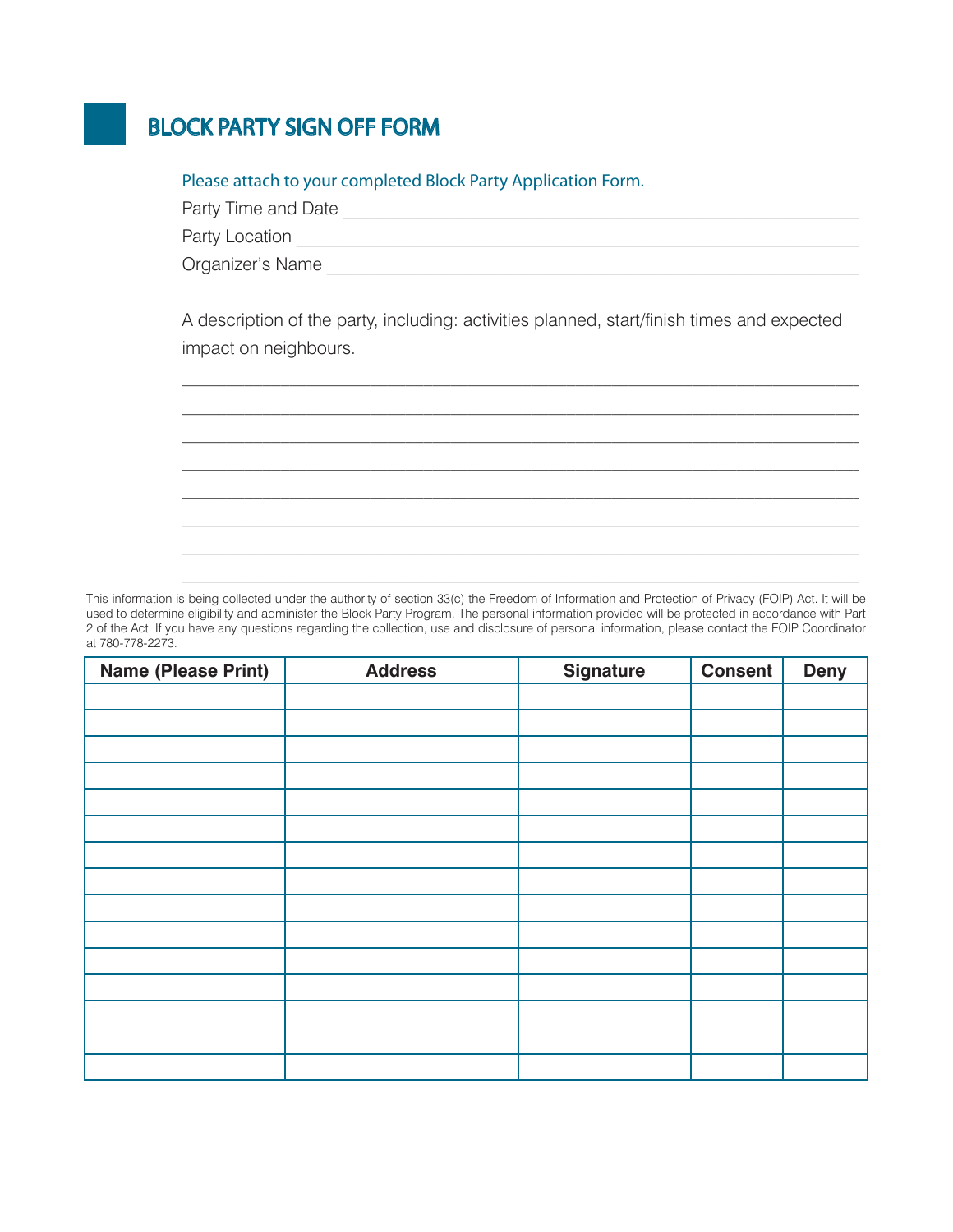# BLOCK PARTY SIGN OFF FORM

Please attach to your completed Block Party Application Form.

Party Time and Date ____________________________________________

Party Location ________________________________________________

Organizer's Name ______________________________________________

A description of the party, including: activities planned, start/finish times and expected impact on neighbours.

_______________________________________________________________

_______________________________________________________________

_______________________________________________________________

_______________________________________________________________

_______________________________________________________________

_______________________________________________________________

_______________________________________________________________

_______________________________________________________________

This information is being collected under the authority of section 33(c) the Freedom of Information and Protection of Privacy (FOIP) Act. It will be used to determine eligibility and administer the Block Party Program. The personal information provided will be protected in accordance with Part 2 of the Act. If you have any questions regarding the collection, use and disclosure of personal information, please contact the FOIP Coordinator at 780-778-2273.

| Name (Please Print) | Address | Signature | Consent | Deny |
|---|---|---|---|---|
| | | | | |
| | | | | |
| | | | | |
| | | | | |
| | | | | |
| | | | | |
| | | | | |
| | | | | |
| | | | | |
| | | | | |
| | | | | |
| | | | | |
| | | | | |
| | | | | |
| | | | | |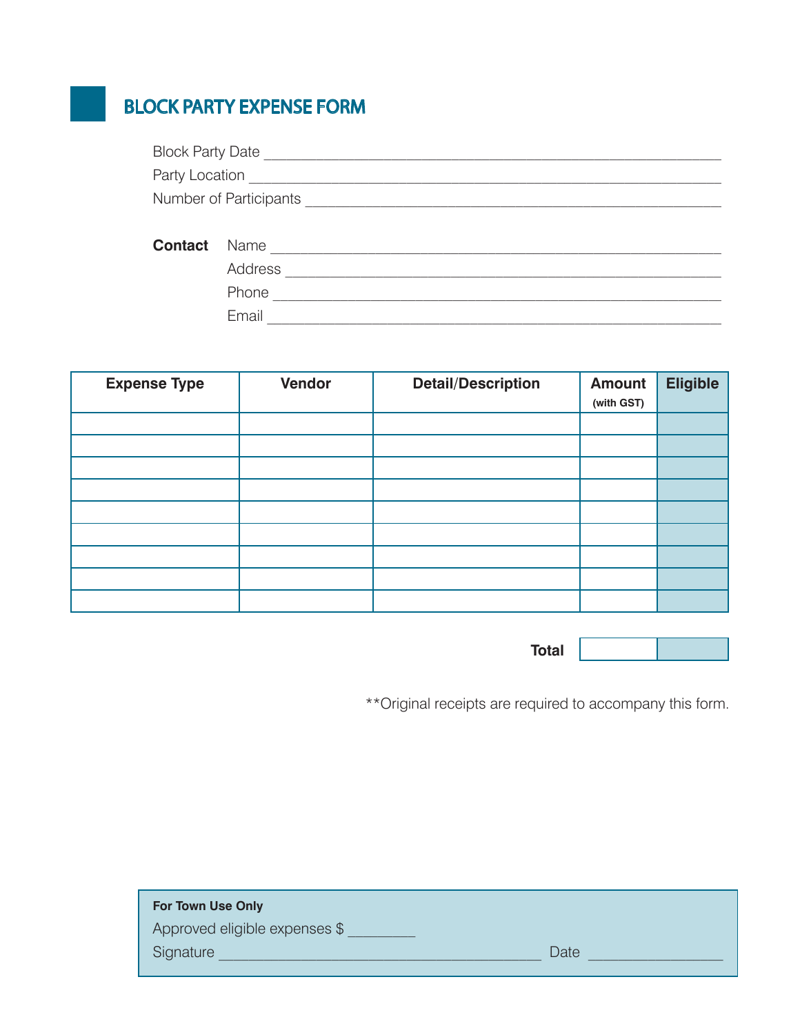# BLOCK PARTY EXPENSE FORM

Block Party Date ___________________________________________

Party Location ___________________________________________

Number of Participants ___________________________________________

**Contact** Name ___________________________________________

Address ___________________________________________

Phone ___________________________________________

Email ___________________________________________

| Expense Type | Vendor | Detail/Description | Amount (with GST) | Eligible |
|---|---|---|---|---|
| | | | | |
| | | | | |
| | | | | |
| | | | | |
| | | | | |
| | | | | |
| | | | | |
| | | | | |
| | | | | |
| | | **Total** | | |

**Original receipts are required to accompany this form.

**For Town Use Only**

Approved eligible expenses $ ________

Signature ________________________________________ Date ________________